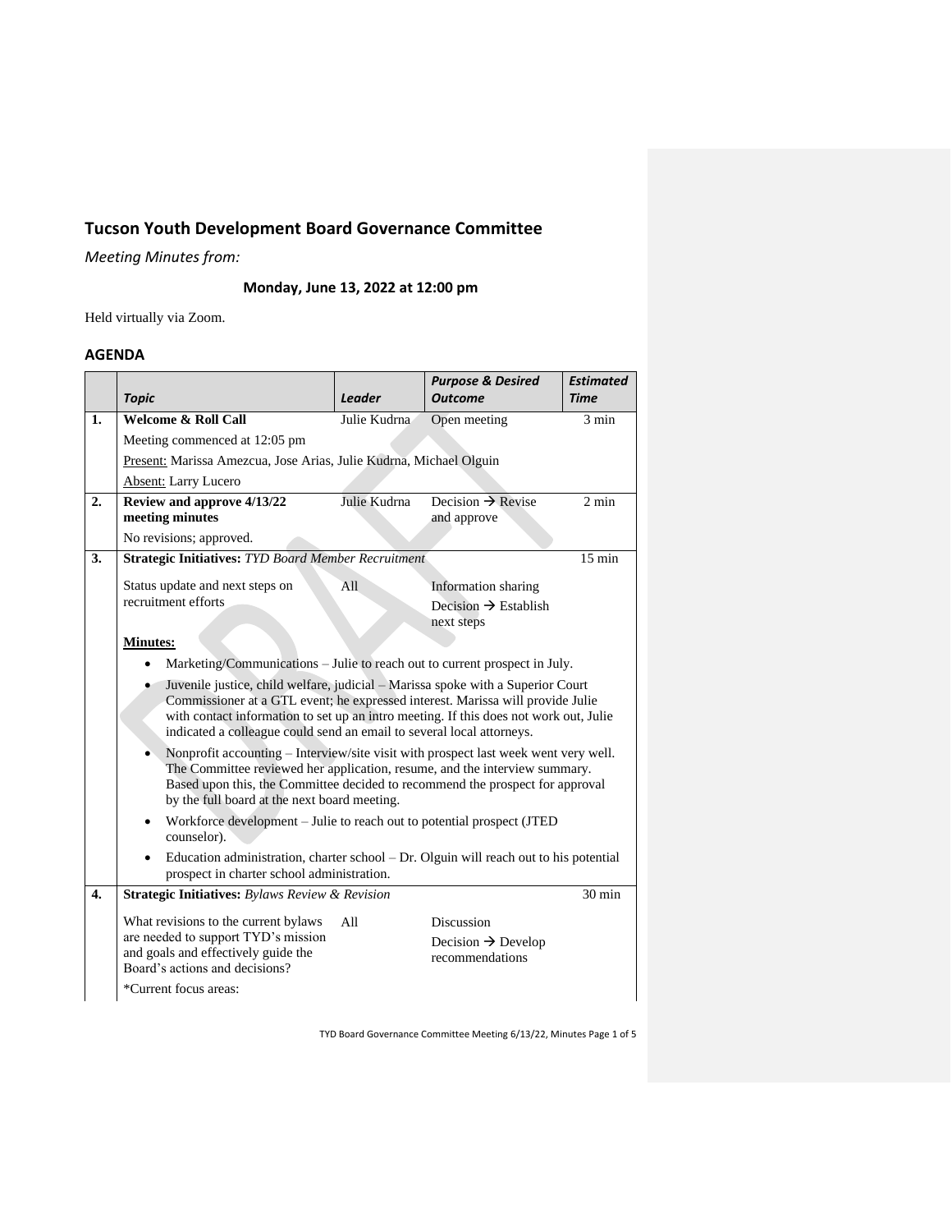# Tucson Youth Development Board Governance Committee

*Meeting Minutes from:*

**Monday, June 13, 2022 at 12:00 pm**

Held virtually via Zoom.

## AGENDA

| | *Topic* | *Leader* | *Purpose & Desired Outcome* | *Estimated Time* |
|---|---|---|---|---|
| **1.** | **Welcome & Roll Call** | Julie Kudrna | Open meeting | 3 min |
| | Meeting commenced at 12:05 pm | | | |
| | Present: Marissa Amezcua, Jose Arias, Julie Kudrna, Michael Olguin | | | |
| | Absent: Larry Lucero | | | |
| **2.** | **Review and approve 4/13/22 meeting minutes** | Julie Kudrna | Decision → Revise and approve | 2 min |
| | No revisions; approved. | | | |
| **3.** | **Strategic Initiatives:** *TYD Board Member Recruitment* | | | 15 min |
| | Status update and next steps on recruitment efforts | All | Information sharing<br>Decision → Establish next steps | |
| | **Minutes:**<br>• Marketing/Communications – Julie to reach out to current prospect in July.<br>• Juvenile justice, child welfare, judicial – Marissa spoke with a Superior Court Commissioner at a GTL event; he expressed interest. Marissa will provide Julie with contact information to set up an intro meeting. If this does not work out, Julie indicated a colleague could send an email to several local attorneys.<br>• Nonprofit accounting – Interview/site visit with prospect last week went very well. The Committee reviewed her application, resume, and the interview summary. Based upon this, the Committee decided to recommend the prospect for approval by the full board at the next board meeting.<br>• Workforce development – Julie to reach out to potential prospect (JTED counselor).<br>• Education administration, charter school – Dr. Olguin will reach out to his potential prospect in charter school administration. | | | |
| **4.** | **Strategic Initiatives:** *Bylaws Review & Revision* | | | 30 min |
| | What revisions to the current bylaws are needed to support TYD's mission and goals and effectively guide the Board's actions and decisions? | All | Discussion<br>Decision → Develop recommendations | |
| | *Current focus areas: | | | |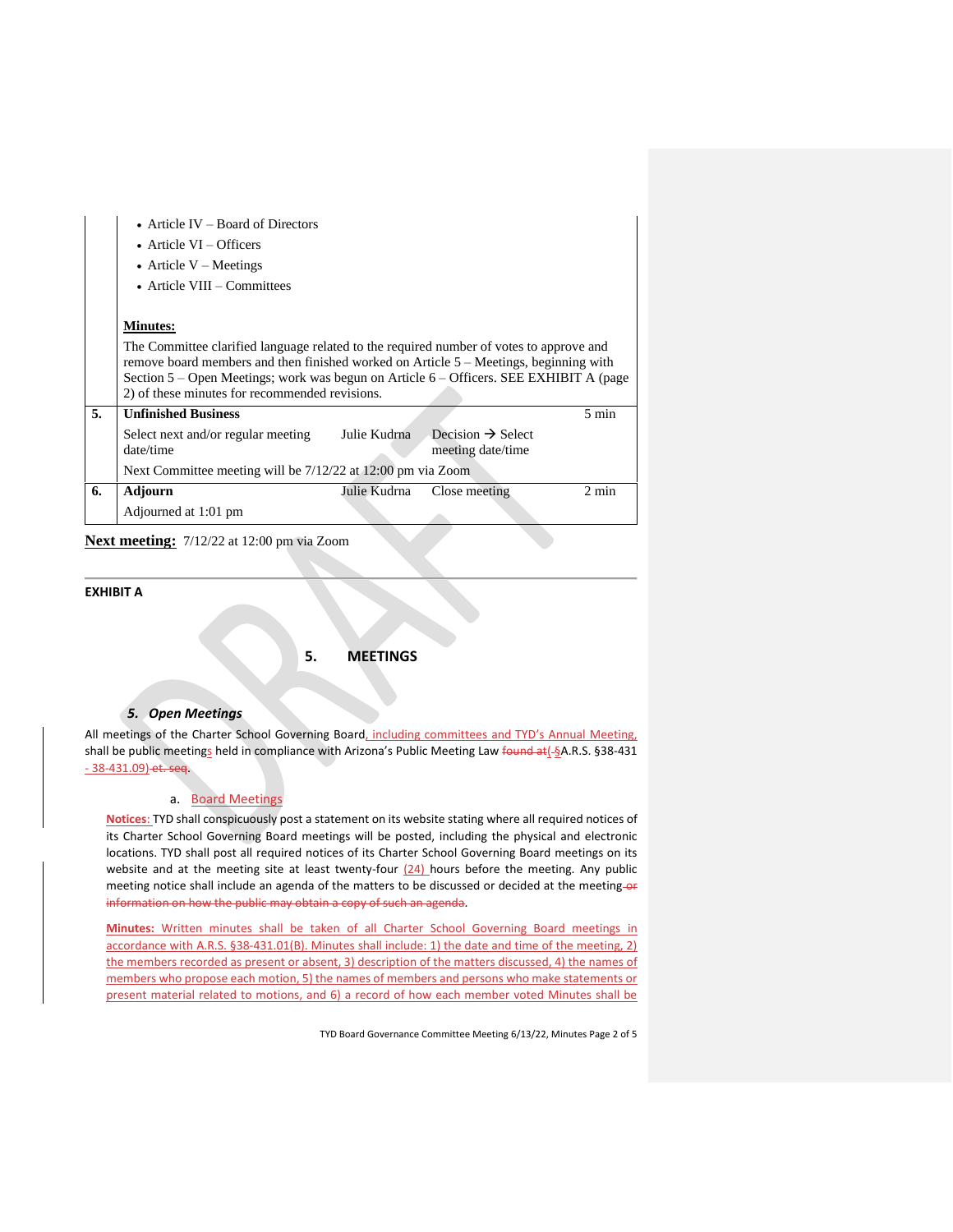|  |  |  |  |  |
|---|---|---|---|---|
|  | • Article IV – Board of Directors<br>• Article VI – Officers<br>• Article V – Meetings<br>• Article VIII – Committees<br><br>**Minutes:**<br>The Committee clarified language related to the required number of votes to approve and remove board members and then finished worked on Article 5 – Meetings, beginning with Section 5 – Open Meetings; work was begun on Article 6 – Officers. SEE EXHIBIT A (page 2) of these minutes for recommended revisions. |  |  |  |
| **5.** | **Unfinished Business** |  |  | 5 min |
|  | Select next and/or regular meeting date/time | Julie Kudrna | Decision → Select meeting date/time |  |
|  | Next Committee meeting will be 7/12/22 at 12:00 pm via Zoom |  |  |  |
| **6.** | **Adjourn** | Julie Kudrna | Close meeting | 2 min |
|  | Adjourned at 1:01 pm |  |  |  |

**Next meeting:** 7/12/22 at 12:00 pm via Zoom

---

**EXHIBIT A**

## 5. MEETINGS

### *5. Open Meetings*

All meetings of the Charter School Governing Board, including committees and TYD's Annual Meeting, shall be public meetings held in compliance with Arizona's Public Meeting Law ~~found at~~(~~§~~A.R.S. §38-431 - 38-431.09) ~~et. seq~~.

a. Board Meetings

**Notices**: TYD shall conspicuously post a statement on its website stating where all required notices of its Charter School Governing Board meetings will be posted, including the physical and electronic locations. TYD shall post all required notices of its Charter School Governing Board meetings on its website and at the meeting site at least twenty-four (24) hours before the meeting. Any public meeting notice shall include an agenda of the matters to be discussed or decided at the meeting ~~or information on how the public may obtain a copy of such an agenda~~.

**Minutes:** Written minutes shall be taken of all Charter School Governing Board meetings in accordance with A.R.S. §38-431.01(B). Minutes shall include: 1) the date and time of the meeting, 2) the members recorded as present or absent, 3) description of the matters discussed, 4) the names of members who propose each motion, 5) the names of members and persons who make statements or present material related to motions, and 6) a record of how each member voted Minutes shall be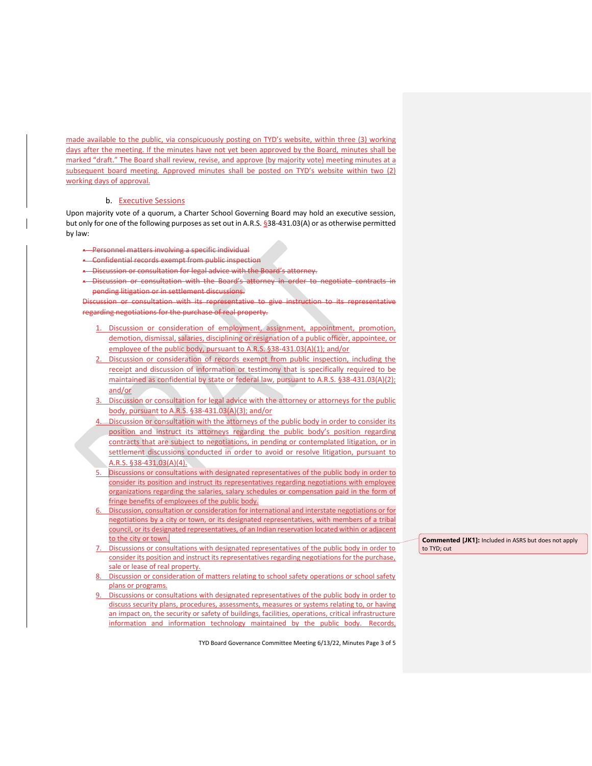made available to the public, via conspicuously posting on TYD's website, within three (3) working days after the meeting. If the minutes have not yet been approved by the Board, minutes shall be marked "draft." The Board shall review, revise, and approve (by majority vote) meeting minutes at a subsequent board meeting. Approved minutes shall be posted on TYD's website within two (2) working days of approval.

### b. Executive Sessions

Upon majority vote of a quorum, a Charter School Governing Board may hold an executive session, but only for one of the following purposes as set out in A.R.S. §38-431.03(A) or as otherwise permitted by law:

- ~~Personnel matters involving a specific individual~~
- ~~Confidential records exempt from public inspection~~
- ~~Discussion or consultation for legal advice with the Board's attorney.~~
- ~~Discussion or consultation with the Board's attorney in order to negotiate contracts in pending litigation or in settlement discussions.~~

~~Discussion or consultation with its representative to give instruction to its representative regarding negotiations for the purchase of real property.~~

1. Discussion or consideration of employment, assignment, appointment, promotion, demotion, dismissal, salaries, disciplining or resignation of a public officer, appointee, or employee of the public body, pursuant to A.R.S. §38-431.03(A)(1); and/or
2. Discussion or consideration of records exempt from public inspection, including the receipt and discussion of information or testimony that is specifically required to be maintained as confidential by state or federal law, pursuant to A.R.S. §38-431.03(A)(2); and/or
3. Discussion or consultation for legal advice with the attorney or attorneys for the public body, pursuant to A.R.S. §38-431.03(A)(3); and/or
4. Discussion or consultation with the attorneys of the public body in order to consider its position and instruct its attorneys regarding the public body's position regarding contracts that are subject to negotiations, in pending or contemplated litigation, or in settlement discussions conducted in order to avoid or resolve litigation, pursuant to A.R.S. §38-431.03(A)(4).
5. Discussions or consultations with designated representatives of the public body in order to consider its position and instruct its representatives regarding negotiations with employee organizations regarding the salaries, salary schedules or compensation paid in the form of fringe benefits of employees of the public body.
6. Discussion, consultation or consideration for international and interstate negotiations or for negotiations by a city or town, or its designated representatives, with members of a tribal council, or its designated representatives, of an Indian reservation located within or adjacent to the city or town.
7. Discussions or consultations with designated representatives of the public body in order to consider its position and instruct its representatives regarding negotiations for the purchase, sale or lease of real property.
8. Discussion or consideration of matters relating to school safety operations or school safety plans or programs.
9. Discussions or consultations with designated representatives of the public body in order to discuss security plans, procedures, assessments, measures or systems relating to, or having an impact on, the security or safety of buildings, facilities, operations, critical infrastructure information and information technology maintained by the public body. Records,

**Commented [JK1]:** Included in ASRS but does not apply to TYD; cut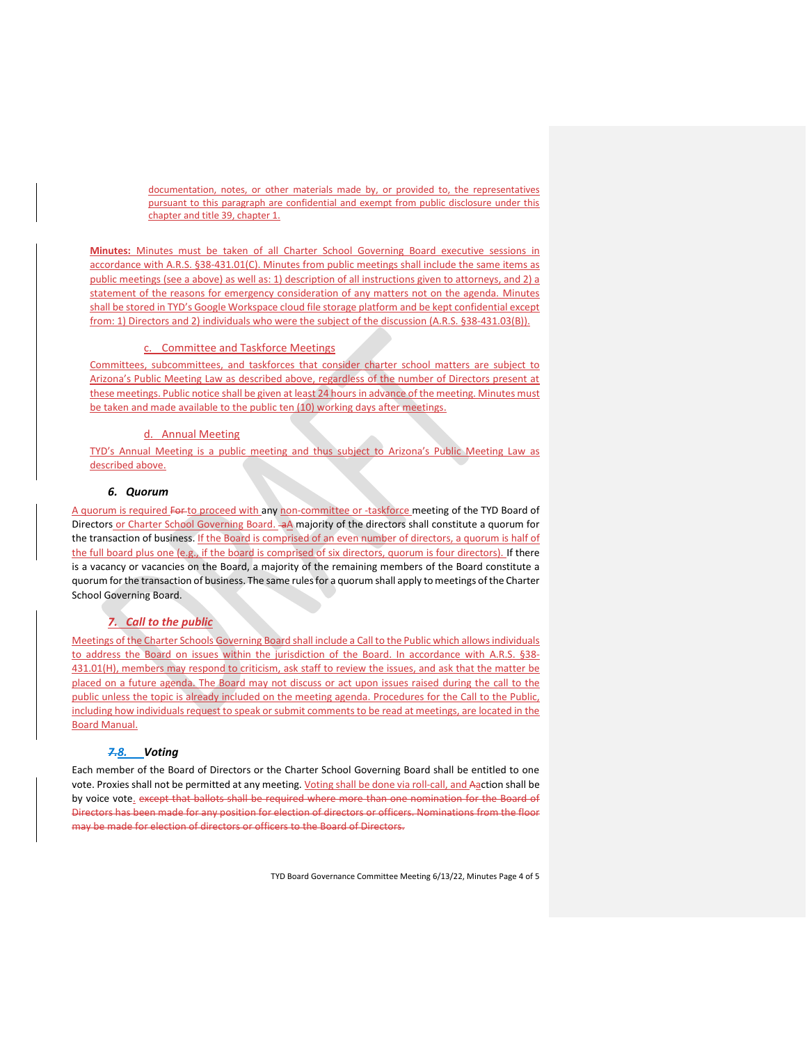documentation, notes, or other materials made by, or provided to, the representatives pursuant to this paragraph are confidential and exempt from public disclosure under this chapter and title 39, chapter 1.

**Minutes:** Minutes must be taken of all Charter School Governing Board executive sessions in accordance with A.R.S. §38-431.01(C). Minutes from public meetings shall include the same items as public meetings (see a above) as well as: 1) description of all instructions given to attorneys, and 2) a statement of the reasons for emergency consideration of any matters not on the agenda. Minutes shall be stored in TYD's Google Workspace cloud file storage platform and be kept confidential except from: 1) Directors and 2) individuals who were the subject of the discussion (A.R.S. §38-431.03(B)).

### c. Committee and Taskforce Meetings

Committees, subcommittees, and taskforces that consider charter school matters are subject to Arizona's Public Meeting Law as described above, regardless of the number of Directors present at these meetings. Public notice shall be given at least 24 hours in advance of the meeting. Minutes must be taken and made available to the public ten (10) working days after meetings.

### d. Annual Meeting

TYD's Annual Meeting is a public meeting and thus subject to Arizona's Public Meeting Law as described above.

## *6. Quorum*

A quorum is required ~~For~~ to proceed with any non-committee or -taskforce meeting of the TYD Board of Directors or Charter School Governing Board. ~~a~~A majority of the directors shall constitute a quorum for the transaction of business. If the Board is comprised of an even number of directors, a quorum is half of the full board plus one (e.g., if the board is comprised of six directors, quorum is four directors). If there is a vacancy or vacancies on the Board, a majority of the remaining members of the Board constitute a quorum for the transaction of business. The same rules for a quorum shall apply to meetings of the Charter School Governing Board.

## *7. Call to the public*

Meetings of the Charter Schools Governing Board shall include a Call to the Public which allows individuals to address the Board on issues within the jurisdiction of the Board. In accordance with A.R.S. §38-431.01(H), members may respond to criticism, ask staff to review the issues, and ask that the matter be placed on a future agenda. The Board may not discuss or act upon issues raised during the call to the public unless the topic is already included on the meeting agenda. Procedures for the Call to the Public, including how individuals request to speak or submit comments to be read at meetings, are located in the Board Manual.

## *~~7.~~8. Voting*

Each member of the Board of Directors or the Charter School Governing Board shall be entitled to one vote. Proxies shall not be permitted at any meeting. Voting shall be done via roll-call, and ~~A~~action shall be by voice vote. ~~except that ballots shall be required where more than one nomination for the Board of Directors has been made for any position for election of directors or officers. Nominations from the floor may be made for election of directors or officers to the Board of Directors.~~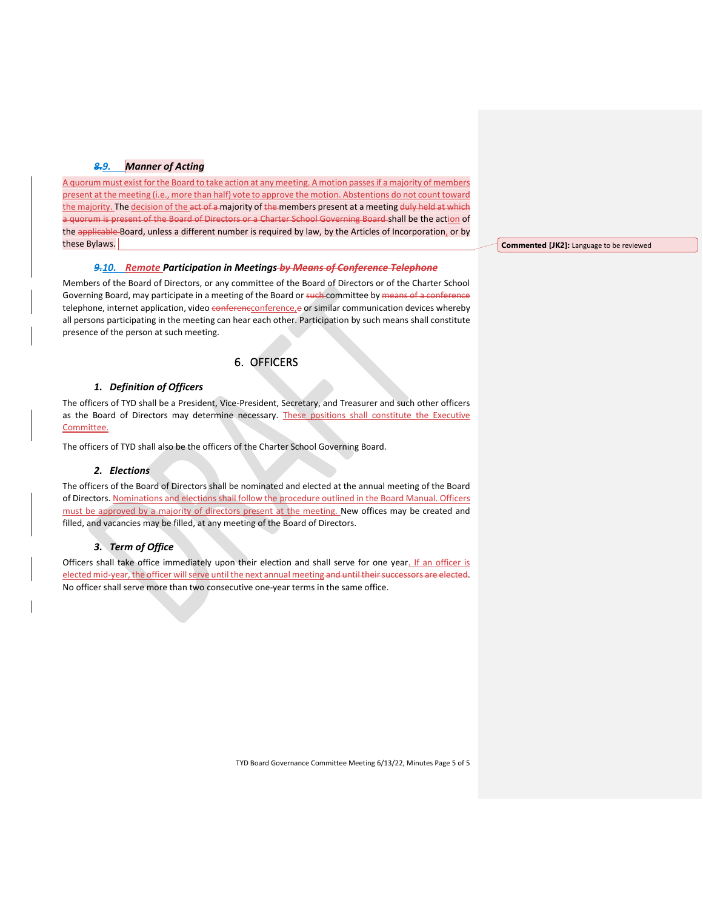### 9. Manner of Acting

A quorum must exist for the Board to take action at any meeting. A motion passes if a majority of members present at the meeting (i.e., more than half) vote to approve the motion. Abstentions do not count toward the majority. The decision of the majority of members present at a meeting shall be the action of the Board, unless a different number is required by law, by the Articles of Incorporation, or by these Bylaws.

Commented [JK2]: Language to be reviewed

### 10. Remote Participation in Meetings

Members of the Board of Directors, or any committee of the Board of Directors or of the Charter School Governing Board, may participate in a meeting of the Board or committee by telephone, internet application, video conference, or similar communication devices whereby all persons participating in the meeting can hear each other. Participation by such means shall constitute presence of the person at such meeting.

## 6. OFFICERS

### 1. Definition of Officers

The officers of TYD shall be a President, Vice-President, Secretary, and Treasurer and such other officers as the Board of Directors may determine necessary. These positions shall constitute the Executive Committee.

The officers of TYD shall also be the officers of the Charter School Governing Board.

### 2. Elections

The officers of the Board of Directors shall be nominated and elected at the annual meeting of the Board of Directors. Nominations and elections shall follow the procedure outlined in the Board Manual. Officers must be approved by a majority of directors present at the meeting. New offices may be created and filled, and vacancies may be filled, at any meeting of the Board of Directors.

### 3. Term of Office

Officers shall take office immediately upon their election and shall serve for one year. If an officer is elected mid-year, the officer will serve until the next annual meeting. No officer shall serve more than two consecutive one-year terms in the same office.